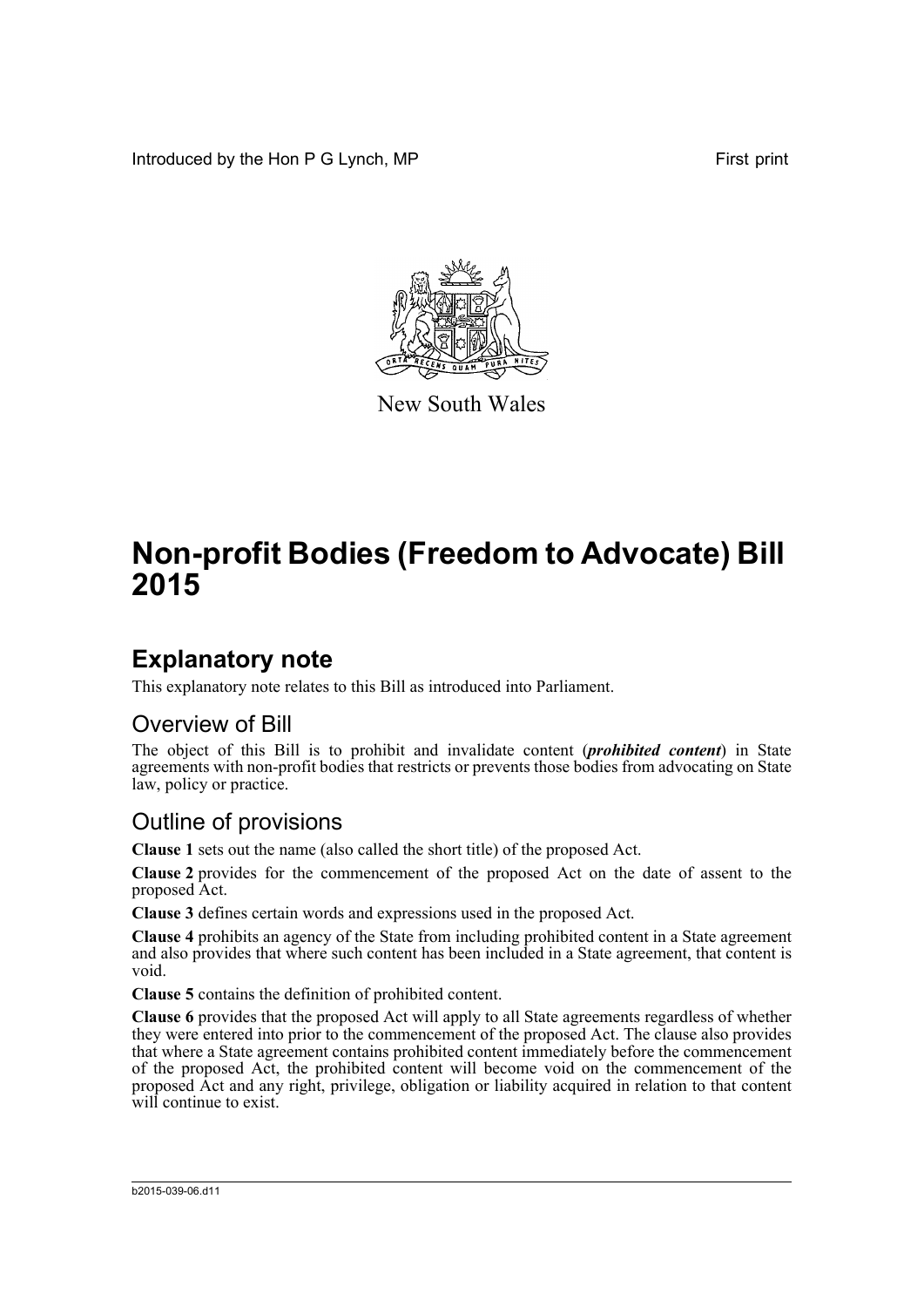Introduced by the Hon P G Lynch, MP First print

New South Wales

# Non-profit Bodies (Freedom to Advocate) Bill 2015

## Explanatory note

This explanatory note relates to this Bill as introduced into Parliament.

### Overview of Bill

The object of this Bill is to prohibit and invalidate content (***prohibited content***) in State agreements with non-profit bodies that restricts or prevents those bodies from advocating on State law, policy or practice.

### Outline of provisions

**Clause 1** sets out the name (also called the short title) of the proposed Act.

**Clause 2** provides for the commencement of the proposed Act on the date of assent to the proposed Act.

**Clause 3** defines certain words and expressions used in the proposed Act.

**Clause 4** prohibits an agency of the State from including prohibited content in a State agreement and also provides that where such content has been included in a State agreement, that content is void.

**Clause 5** contains the definition of prohibited content.

**Clause 6** provides that the proposed Act will apply to all State agreements regardless of whether they were entered into prior to the commencement of the proposed Act. The clause also provides that where a State agreement contains prohibited content immediately before the commencement of the proposed Act, the prohibited content will become void on the commencement of the proposed Act and any right, privilege, obligation or liability acquired in relation to that content will continue to exist.

b2015-039-06.d11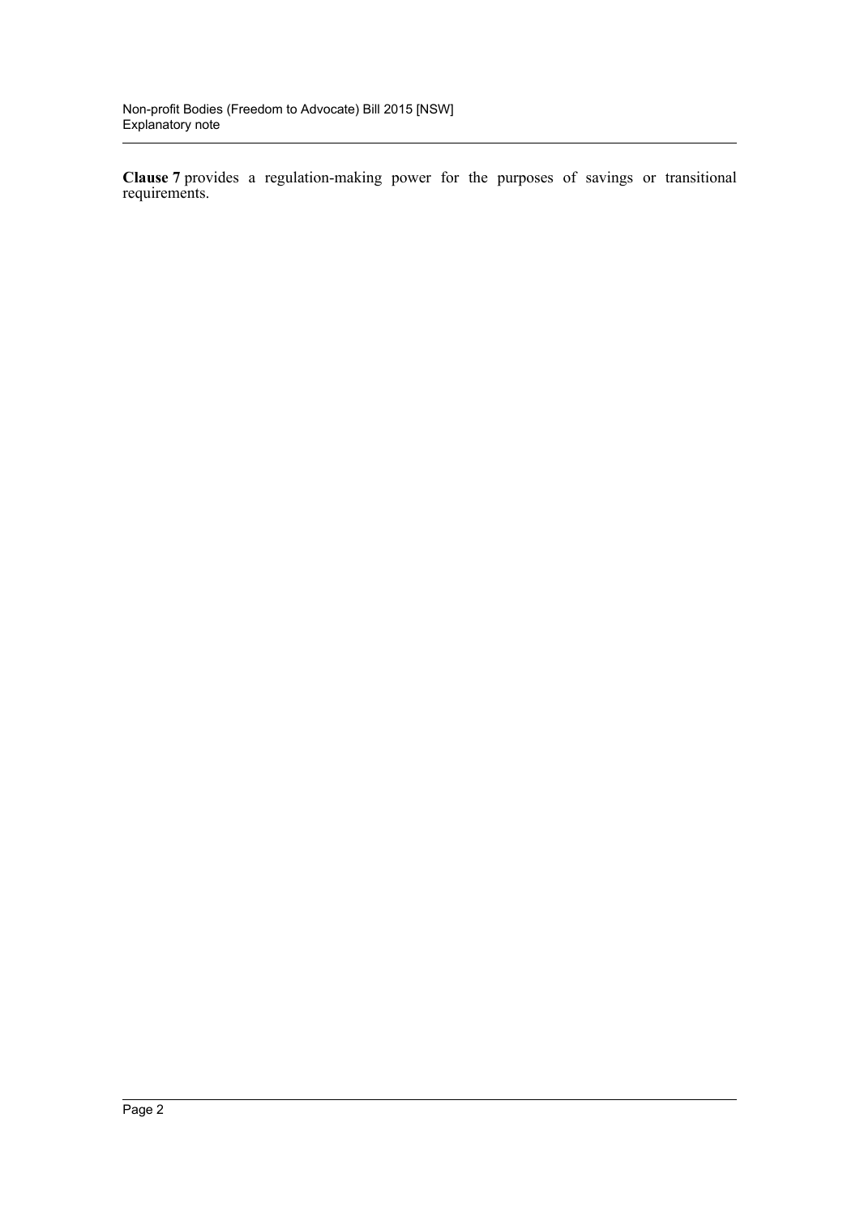**Clause 7** provides a regulation-making power for the purposes of savings or transitional requirements.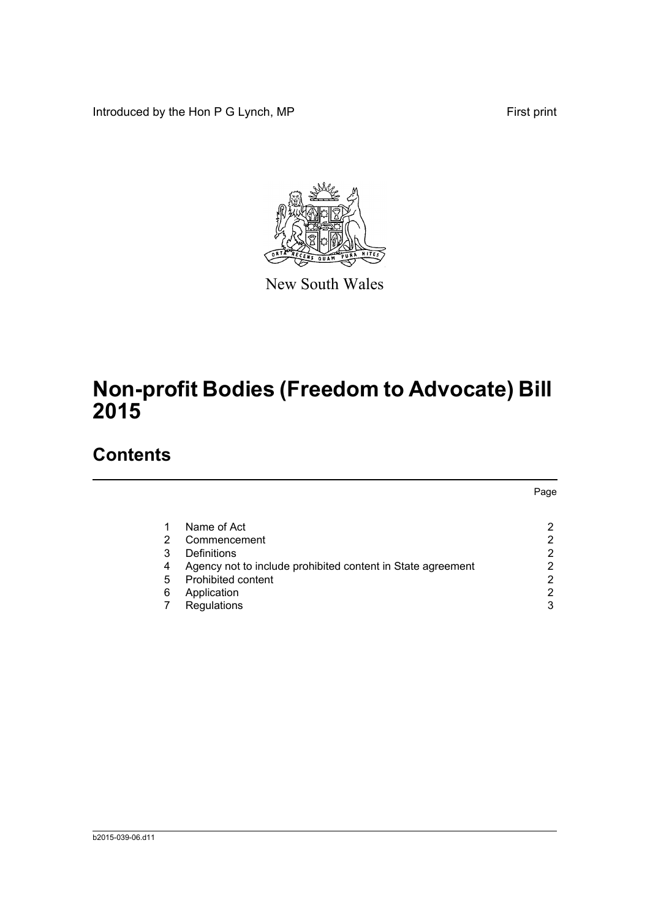Introduced by the Hon P G Lynch, MP

First print

New South Wales

# Non-profit Bodies (Freedom to Advocate) Bill 2015

## Contents

| | | Page |
|---|---|---|
| 1 | Name of Act | 2 |
| 2 | Commencement | 2 |
| 3 | Definitions | 2 |
| 4 | Agency not to include prohibited content in State agreement | 2 |
| 5 | Prohibited content | 2 |
| 6 | Application | 2 |
| 7 | Regulations | 3 |

b2015-039-06.d11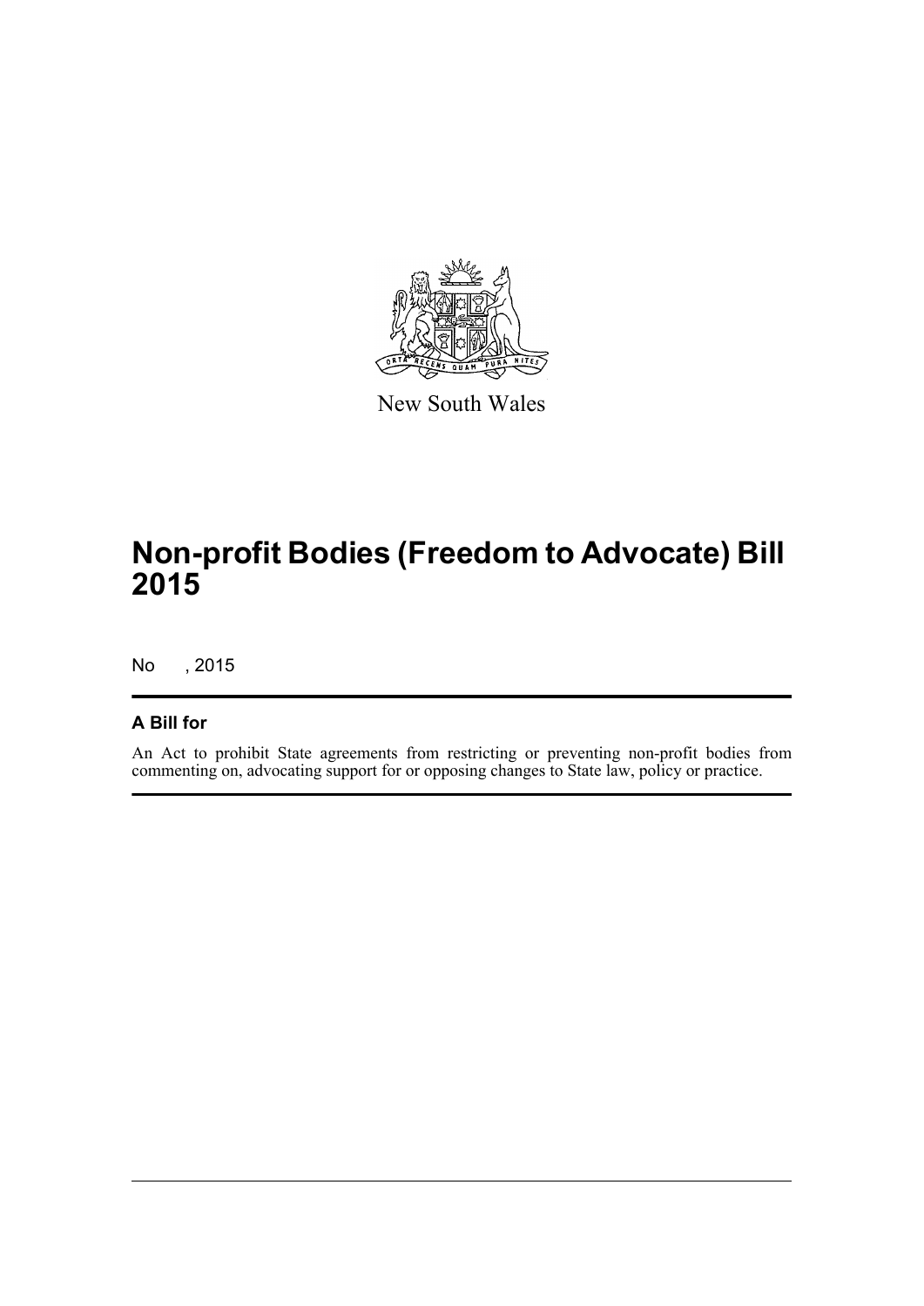New South Wales

# Non-profit Bodies (Freedom to Advocate) Bill 2015

No , 2015

## A Bill for

An Act to prohibit State agreements from restricting or preventing non-profit bodies from commenting on, advocating support for or opposing changes to State law, policy or practice.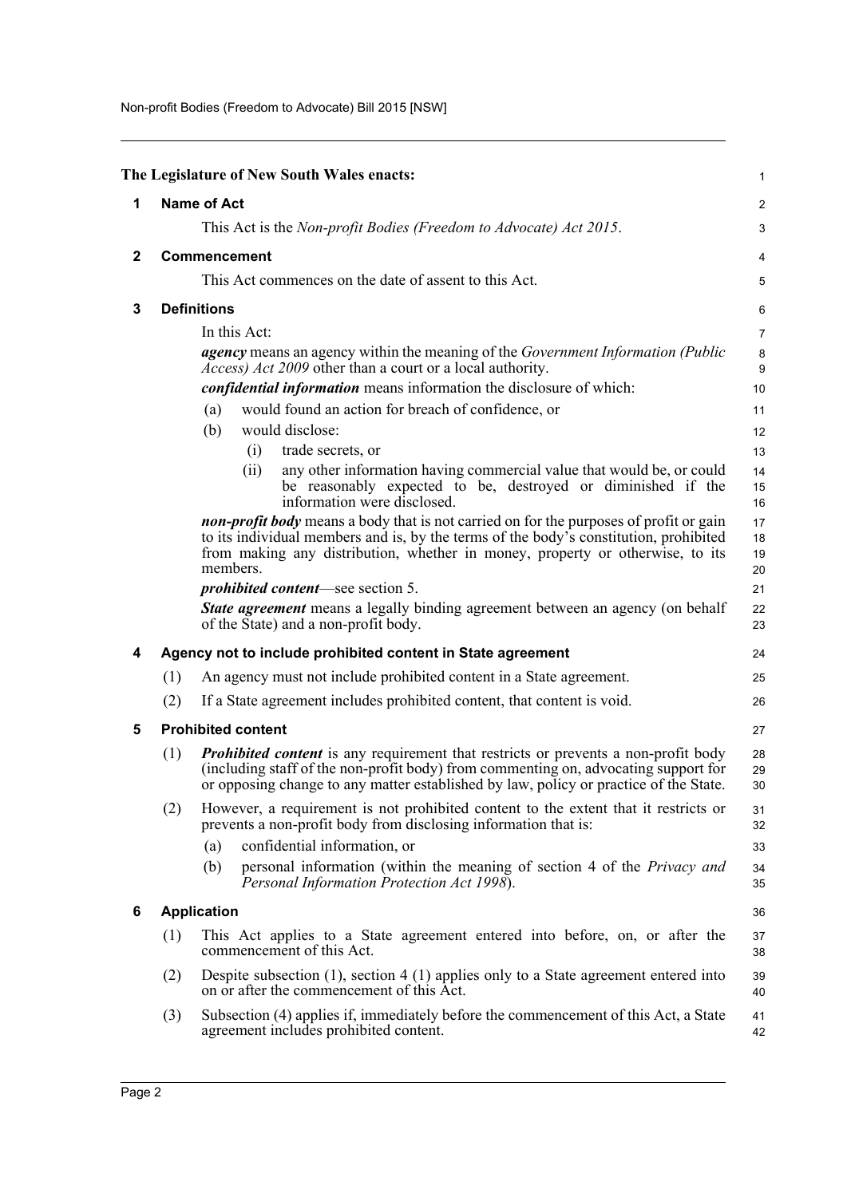The Legislature of New South Wales enacts:

## 1 Name of Act

This Act is the *Non-profit Bodies (Freedom to Advocate) Act 2015*.

## 2 Commencement

This Act commences on the date of assent to this Act.

## 3 Definitions

In this Act:

***agency*** means an agency within the meaning of the *Government Information (Public Access) Act 2009* other than a court or a local authority.

***confidential information*** means information the disclosure of which:

(a) would found an action for breach of confidence, or

(b) would disclose:

(i) trade secrets, or

(ii) any other information having commercial value that would be, or could be reasonably expected to be, destroyed or diminished if the information were disclosed.

***non-profit body*** means a body that is not carried on for the purposes of profit or gain to its individual members and is, by the terms of the body's constitution, prohibited from making any distribution, whether in money, property or otherwise, to its members.

***prohibited content***—see section 5.

***State agreement*** means a legally binding agreement between an agency (on behalf of the State) and a non-profit body.

## 4 Agency not to include prohibited content in State agreement

(1) An agency must not include prohibited content in a State agreement.

(2) If a State agreement includes prohibited content, that content is void.

## 5 Prohibited content

(1) ***Prohibited content*** is any requirement that restricts or prevents a non-profit body (including staff of the non-profit body) from commenting on, advocating support for or opposing change to any matter established by law, policy or practice of the State.

(2) However, a requirement is not prohibited content to the extent that it restricts or prevents a non-profit body from disclosing information that is:

(a) confidential information, or

(b) personal information (within the meaning of section 4 of the *Privacy and Personal Information Protection Act 1998*).

## 6 Application

(1) This Act applies to a State agreement entered into before, on, or after the commencement of this Act.

(2) Despite subsection (1), section 4 (1) applies only to a State agreement entered into on or after the commencement of this Act.

(3) Subsection (4) applies if, immediately before the commencement of this Act, a State agreement includes prohibited content.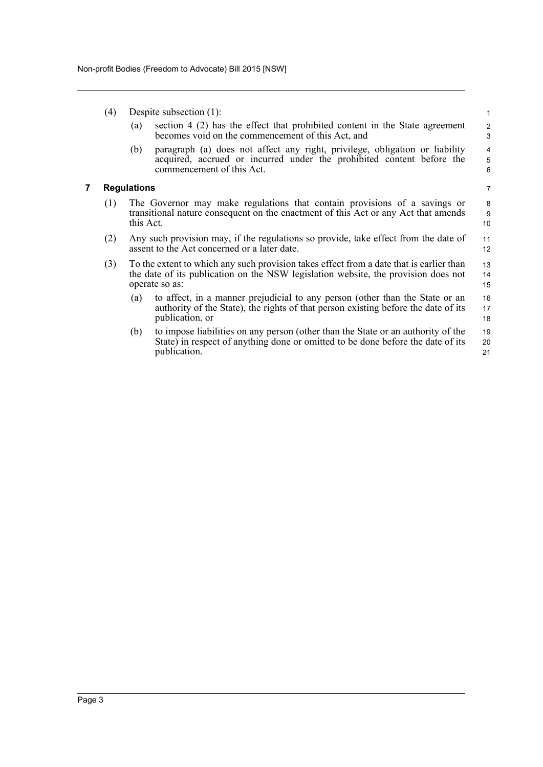(4) Despite subsection (1):

(a) section 4 (2) has the effect that prohibited content in the State agreement becomes void on the commencement of this Act, and

(b) paragraph (a) does not affect any right, privilege, obligation or liability acquired, accrued or incurred under the prohibited content before the commencement of this Act.

### 7 Regulations

(1) The Governor may make regulations that contain provisions of a savings or transitional nature consequent on the enactment of this Act or any Act that amends this Act.

(2) Any such provision may, if the regulations so provide, take effect from the date of assent to the Act concerned or a later date.

(3) To the extent to which any such provision takes effect from a date that is earlier than the date of its publication on the NSW legislation website, the provision does not operate so as:

(a) to affect, in a manner prejudicial to any person (other than the State or an authority of the State), the rights of that person existing before the date of its publication, or

(b) to impose liabilities on any person (other than the State or an authority of the State) in respect of anything done or omitted to be done before the date of its publication.